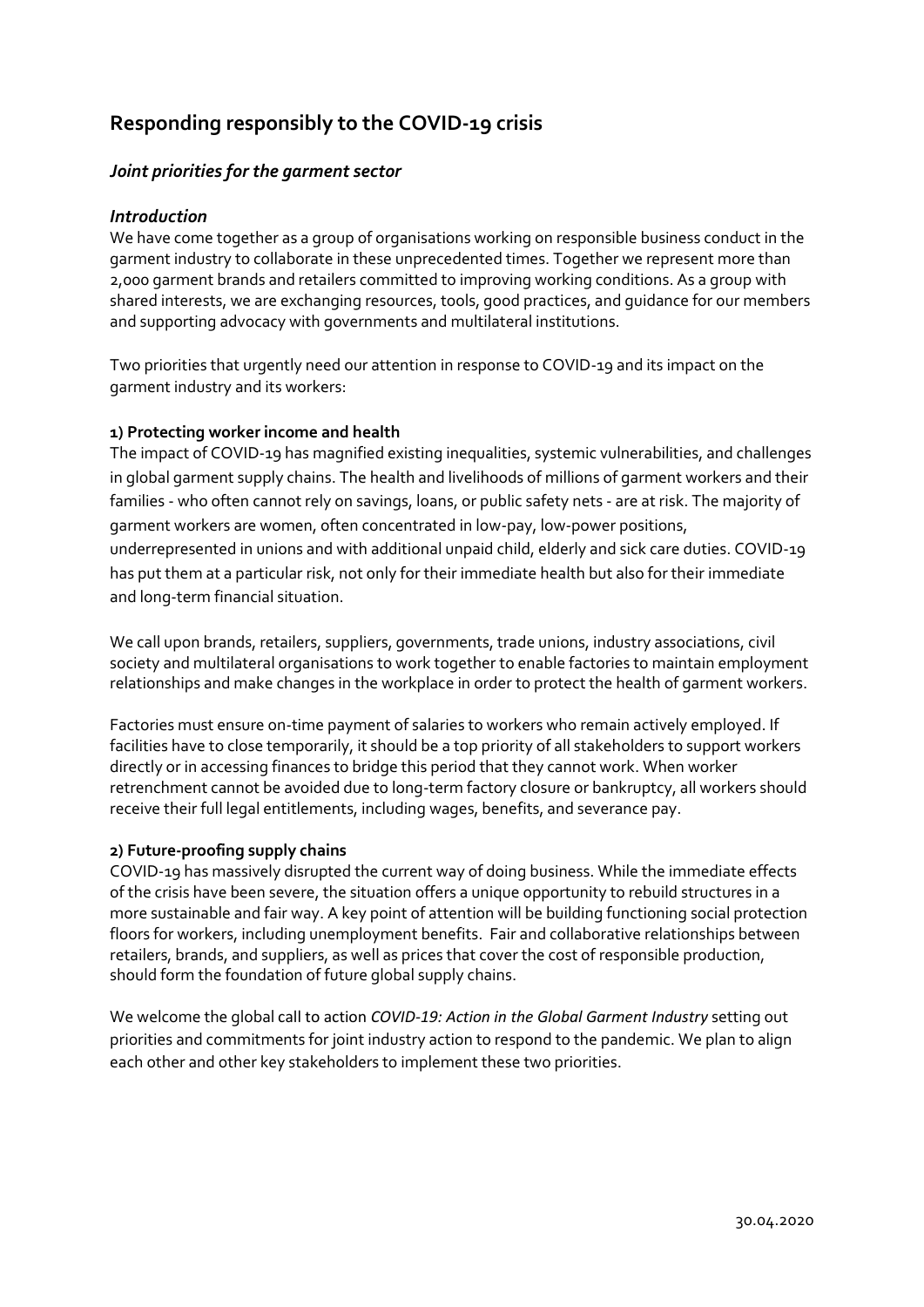# Responding responsibly to the COVID-19 crisis

## *Joint priorities for the garment sector*

### *Introduction*

We have come together as a group of organisations working on responsible business conduct in the garment industry to collaborate in these unprecedented times. Together we represent more than 2,000 garment brands and retailers committed to improving working conditions. As a group with shared interests, we are exchanging resources, tools, good practices, and guidance for our members and supporting advocacy with governments and multilateral institutions.

Two priorities that urgently need our attention in response to COVID-19 and its impact on the garment industry and its workers:

**1) Protecting worker income and health**

The impact of COVID-19 has magnified existing inequalities, systemic vulnerabilities, and challenges in global garment supply chains. The health and livelihoods of millions of garment workers and their families - who often cannot rely on savings, loans, or public safety nets - are at risk. The majority of garment workers are women, often concentrated in low-pay, low-power positions, underrepresented in unions and with additional unpaid child, elderly and sick care duties. COVID-19 has put them at a particular risk, not only for their immediate health but also for their immediate and long-term financial situation.

We call upon brands, retailers, suppliers, governments, trade unions, industry associations, civil society and multilateral organisations to work together to enable factories to maintain employment relationships and make changes in the workplace in order to protect the health of garment workers.

Factories must ensure on-time payment of salaries to workers who remain actively employed. If facilities have to close temporarily, it should be a top priority of all stakeholders to support workers directly or in accessing finances to bridge this period that they cannot work. When worker retrenchment cannot be avoided due to long-term factory closure or bankruptcy, all workers should receive their full legal entitlements, including wages, benefits, and severance pay.

**2) Future-proofing supply chains**

COVID-19 has massively disrupted the current way of doing business. While the immediate effects of the crisis have been severe, the situation offers a unique opportunity to rebuild structures in a more sustainable and fair way. A key point of attention will be building functioning social protection floors for workers, including unemployment benefits. Fair and collaborative relationships between retailers, brands, and suppliers, as well as prices that cover the cost of responsible production, should form the foundation of future global supply chains.

We welcome the global call to action *COVID-19: Action in the Global Garment Industry* setting out priorities and commitments for joint industry action to respond to the pandemic. We plan to align each other and other key stakeholders to implement these two priorities.

30.04.2020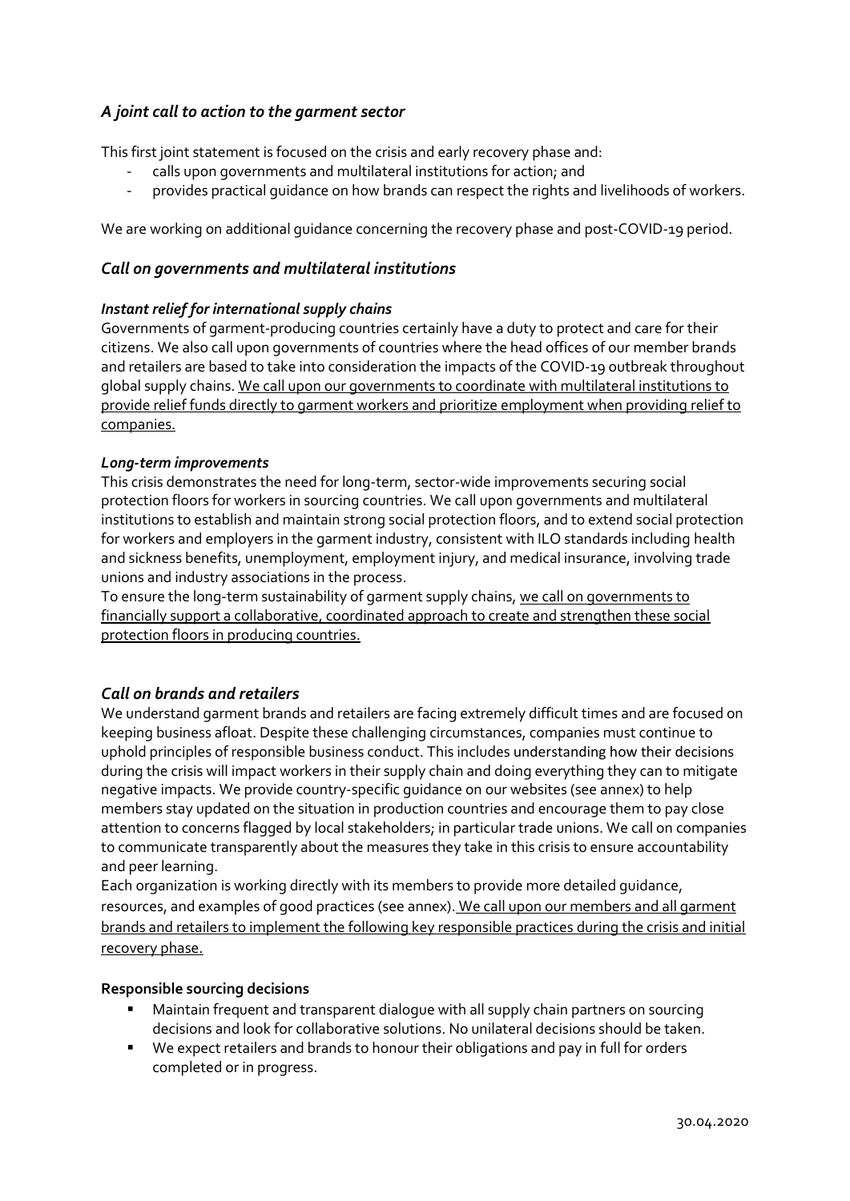## *A joint call to action to the garment sector*

This first joint statement is focused on the crisis and early recovery phase and:

- calls upon governments and multilateral institutions for action; and
- provides practical guidance on how brands can respect the rights and livelihoods of workers.

We are working on additional guidance concerning the recovery phase and post-COVID-19 period.

## *Call on governments and multilateral institutions*

### *Instant relief for international supply chains*

Governments of garment-producing countries certainly have a duty to protect and care for their citizens. We also call upon governments of countries where the head offices of our member brands and retailers are based to take into consideration the impacts of the COVID-19 outbreak throughout global supply chains. <u>We call upon our governments to coordinate with multilateral institutions to provide relief funds directly to garment workers and prioritize employment when providing relief to companies.</u>

### *Long-term improvements*

This crisis demonstrates the need for long-term, sector-wide improvements securing social protection floors for workers in sourcing countries. We call upon governments and multilateral institutions to establish and maintain strong social protection floors, and to extend social protection for workers and employers in the garment industry, consistent with ILO standards including health and sickness benefits, unemployment, employment injury, and medical insurance, involving trade unions and industry associations in the process.

To ensure the long-term sustainability of garment supply chains, <u>we call on governments to financially support a collaborative, coordinated approach to create and strengthen these social protection floors in producing countries.</u>

## *Call on brands and retailers*

We understand garment brands and retailers are facing extremely difficult times and are focused on keeping business afloat. Despite these challenging circumstances, companies must continue to uphold principles of responsible business conduct. This includes understanding how their decisions during the crisis will impact workers in their supply chain and doing everything they can to mitigate negative impacts. We provide country-specific guidance on our websites (see annex) to help members stay updated on the situation in production countries and encourage them to pay close attention to concerns flagged by local stakeholders; in particular trade unions. We call on companies to communicate transparently about the measures they take in this crisis to ensure accountability and peer learning.

Each organization is working directly with its members to provide more detailed guidance, resources, and examples of good practices (see annex). <u>We call upon our members and all garment brands and retailers to implement the following key responsible practices during the crisis and initial recovery phase.</u>

**Responsible sourcing decisions**

- Maintain frequent and transparent dialogue with all supply chain partners on sourcing decisions and look for collaborative solutions. No unilateral decisions should be taken.
- We expect retailers and brands to honour their obligations and pay in full for orders completed or in progress.

30.04.2020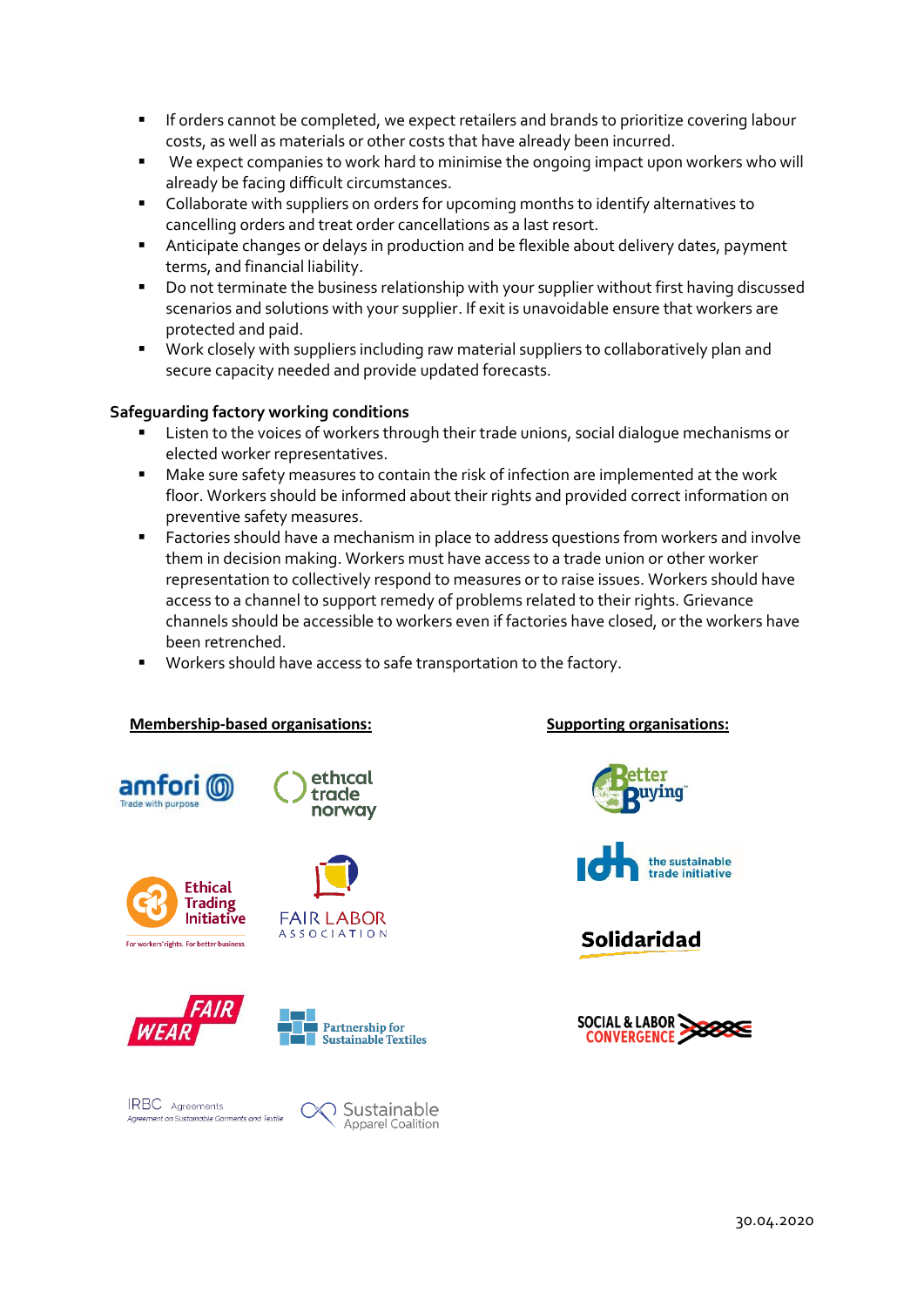- If orders cannot be completed, we expect retailers and brands to prioritize covering labour costs, as well as materials or other costs that have already been incurred.
- We expect companies to work hard to minimise the ongoing impact upon workers who will already be facing difficult circumstances.
- Collaborate with suppliers on orders for upcoming months to identify alternatives to cancelling orders and treat order cancellations as a last resort.
- Anticipate changes or delays in production and be flexible about delivery dates, payment terms, and financial liability.
- Do not terminate the business relationship with your supplier without first having discussed scenarios and solutions with your supplier. If exit is unavoidable ensure that workers are protected and paid.
- Work closely with suppliers including raw material suppliers to collaboratively plan and secure capacity needed and provide updated forecasts.

**Safeguarding factory working conditions**

- Listen to the voices of workers through their trade unions, social dialogue mechanisms or elected worker representatives.
- Make sure safety measures to contain the risk of infection are implemented at the work floor. Workers should be informed about their rights and provided correct information on preventive safety measures.
- Factories should have a mechanism in place to address questions from workers and involve them in decision making. Workers must have access to a trade union or other worker representation to collectively respond to measures or to raise issues. Workers should have access to a channel to support remedy of problems related to their rights. Grievance channels should be accessible to workers even if factories have closed, or the workers have been retrenched.
- Workers should have access to safe transportation to the factory.

**Membership-based organisations:**

amfori – Trade with purpose

ethical trade norway

Ethical Trading Initiative – For workers' rights. For better business.

FAIR LABOR ASSOCIATION

FAIR WEAR

Partnership for Sustainable Textiles

IRBC Agreements – Agreement on Sustainable Garments and Textile

Sustainable Apparel Coalition

**Supporting organisations:**

Better Buying

idh – the sustainable trade initiative

Solidaridad

SOCIAL & LABOR CONVERGENCE

30.04.2020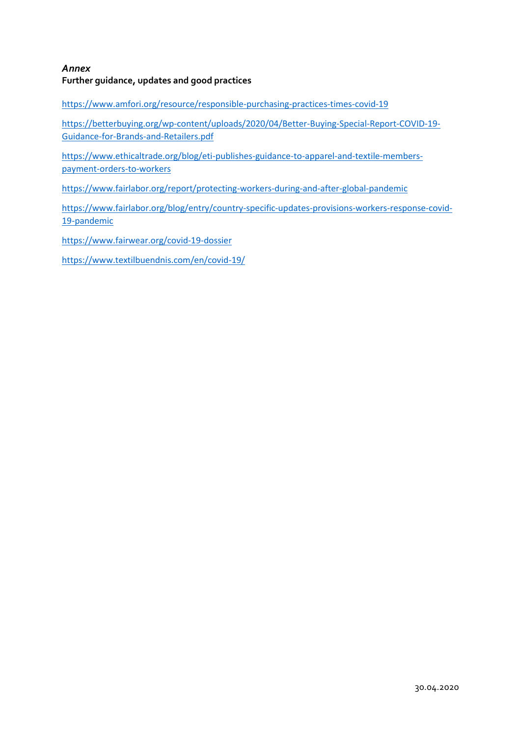*Annex*

**Further guidance, updates and good practices**

https://www.amfori.org/resource/responsible-purchasing-practices-times-covid-19

https://betterbuying.org/wp-content/uploads/2020/04/Better-Buying-Special-Report-COVID-19-Guidance-for-Brands-and-Retailers.pdf

https://www.ethicaltrade.org/blog/eti-publishes-guidance-to-apparel-and-textile-members-payment-orders-to-workers

https://www.fairlabor.org/report/protecting-workers-during-and-after-global-pandemic

https://www.fairlabor.org/blog/entry/country-specific-updates-provisions-workers-response-covid-19-pandemic

https://www.fairwear.org/covid-19-dossier

https://www.textilbuendnis.com/en/covid-19/

30.04.2020